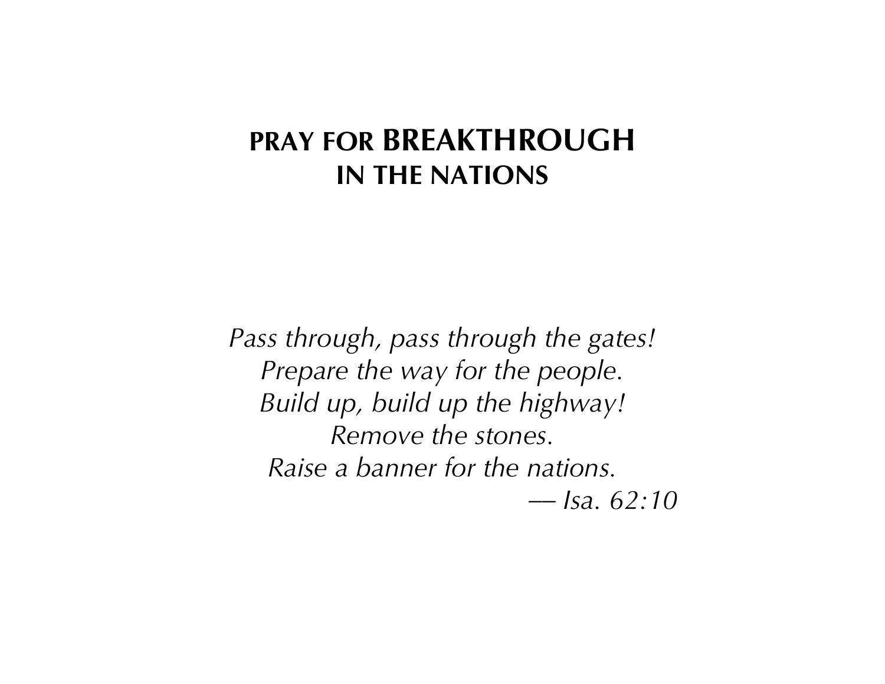# PRAY FOR BREAKTHROUGH IN THE NATIONS

*Pass through, pass through the gates!*
*Prepare the way for the people.*
*Build up, build up the highway!*
*Remove the stones.*
*Raise a banner for the nations.*
*— Isa. 62:10*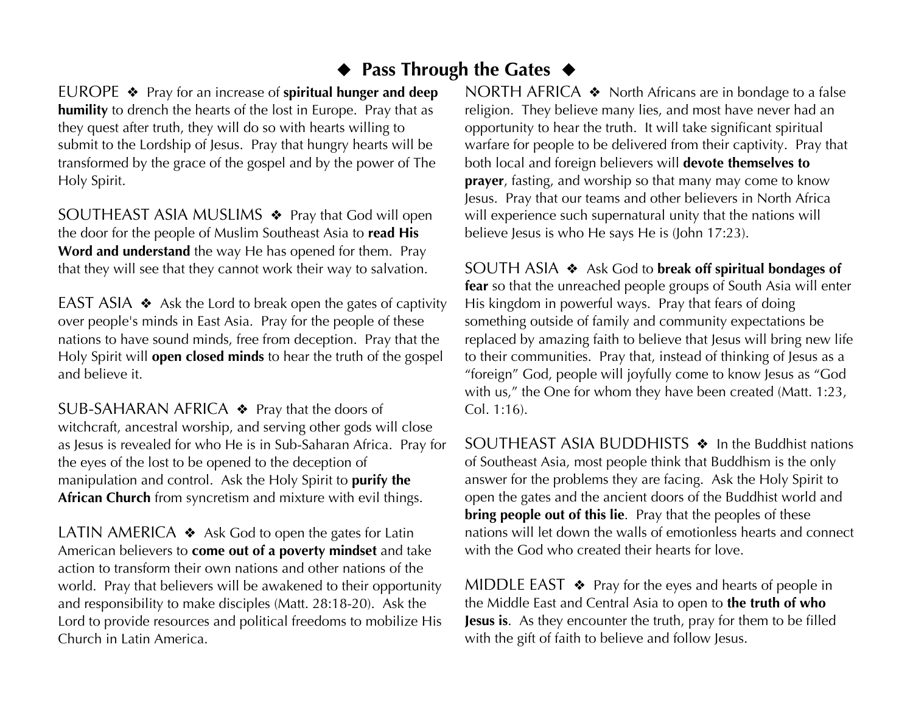# ◆ Pass Through the Gates ◆

EUROPE ❖ Pray for an increase of **spiritual hunger and deep humility** to drench the hearts of the lost in Europe. Pray that as they quest after truth, they will do so with hearts willing to submit to the Lordship of Jesus. Pray that hungry hearts will be transformed by the grace of the gospel and by the power of The Holy Spirit.

SOUTHEAST ASIA MUSLIMS ❖ Pray that God will open the door for the people of Muslim Southeast Asia to **read His Word and understand** the way He has opened for them. Pray that they will see that they cannot work their way to salvation.

EAST ASIA ❖ Ask the Lord to break open the gates of captivity over people's minds in East Asia. Pray for the people of these nations to have sound minds, free from deception. Pray that the Holy Spirit will **open closed minds** to hear the truth of the gospel and believe it.

SUB-SAHARAN AFRICA ❖ Pray that the doors of witchcraft, ancestral worship, and serving other gods will close as Jesus is revealed for who He is in Sub-Saharan Africa. Pray for the eyes of the lost to be opened to the deception of manipulation and control. Ask the Holy Spirit to **purify the African Church** from syncretism and mixture with evil things.

LATIN AMERICA ❖ Ask God to open the gates for Latin American believers to **come out of a poverty mindset** and take action to transform their own nations and other nations of the world. Pray that believers will be awakened to their opportunity and responsibility to make disciples (Matt. 28:18-20). Ask the Lord to provide resources and political freedoms to mobilize His Church in Latin America.

NORTH AFRICA ❖ North Africans are in bondage to a false religion. They believe many lies, and most have never had an opportunity to hear the truth. It will take significant spiritual warfare for people to be delivered from their captivity. Pray that both local and foreign believers will **devote themselves to prayer**, fasting, and worship so that many may come to know Jesus. Pray that our teams and other believers in North Africa will experience such supernatural unity that the nations will believe Jesus is who He says He is (John 17:23).

SOUTH ASIA ❖ Ask God to **break off spiritual bondages of fear** so that the unreached people groups of South Asia will enter His kingdom in powerful ways. Pray that fears of doing something outside of family and community expectations be replaced by amazing faith to believe that Jesus will bring new life to their communities. Pray that, instead of thinking of Jesus as a "foreign" God, people will joyfully come to know Jesus as "God with us," the One for whom they have been created (Matt. 1:23, Col. 1:16).

SOUTHEAST ASIA BUDDHISTS ❖ In the Buddhist nations of Southeast Asia, most people think that Buddhism is the only answer for the problems they are facing. Ask the Holy Spirit to open the gates and the ancient doors of the Buddhist world and **bring people out of this lie**. Pray that the peoples of these nations will let down the walls of emotionless hearts and connect with the God who created their hearts for love.

MIDDLE EAST ❖ Pray for the eyes and hearts of people in the Middle East and Central Asia to open to **the truth of who Jesus is**. As they encounter the truth, pray for them to be filled with the gift of faith to believe and follow Jesus.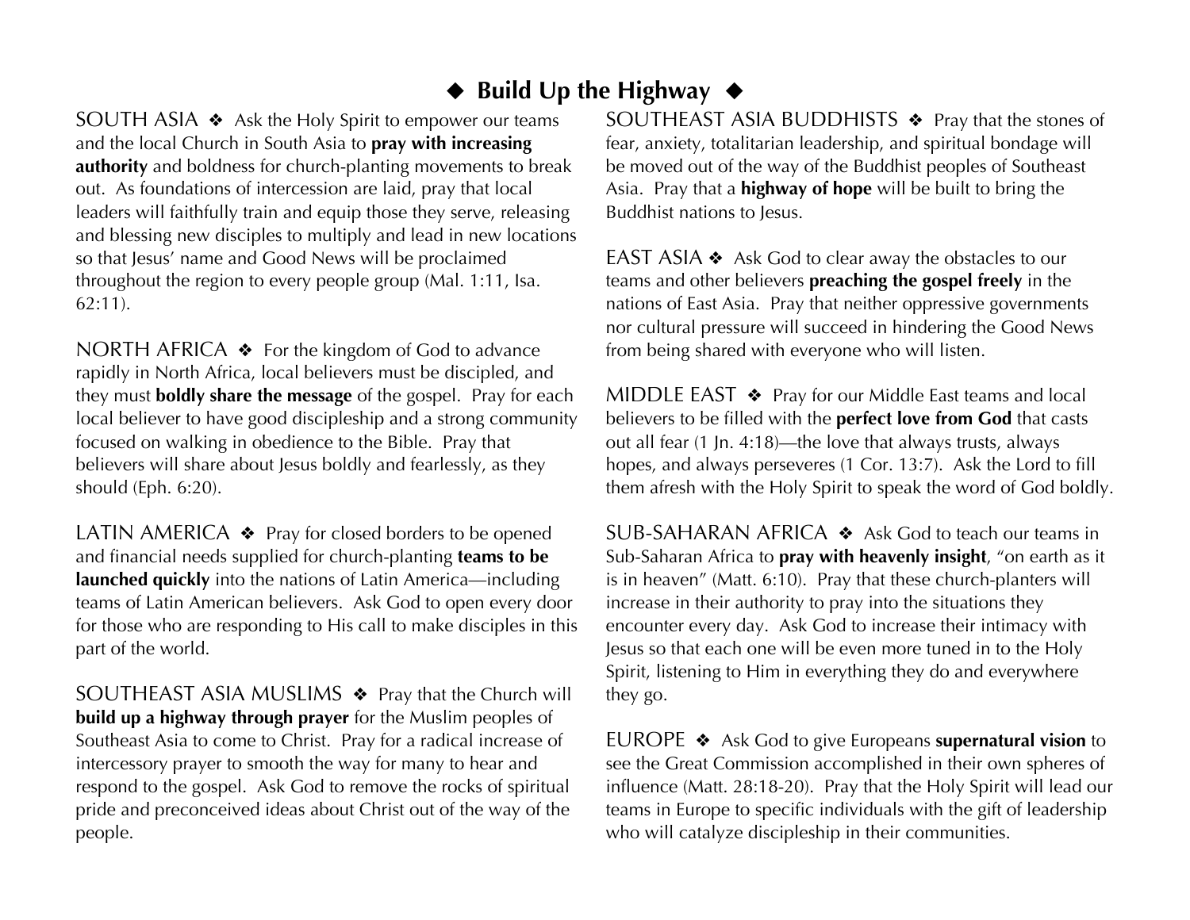## ◆ Build Up the Highway ◆

SOUTH ASIA ❖ Ask the Holy Spirit to empower our teams and the local Church in South Asia to **pray with increasing authority** and boldness for church-planting movements to break out. As foundations of intercession are laid, pray that local leaders will faithfully train and equip those they serve, releasing and blessing new disciples to multiply and lead in new locations so that Jesus' name and Good News will be proclaimed throughout the region to every people group (Mal. 1:11, Isa. 62:11).

NORTH AFRICA ❖ For the kingdom of God to advance rapidly in North Africa, local believers must be discipled, and they must **boldly share the message** of the gospel. Pray for each local believer to have good discipleship and a strong community focused on walking in obedience to the Bible. Pray that believers will share about Jesus boldly and fearlessly, as they should (Eph. 6:20).

LATIN AMERICA ❖ Pray for closed borders to be opened and financial needs supplied for church-planting **teams to be launched quickly** into the nations of Latin America—including teams of Latin American believers. Ask God to open every door for those who are responding to His call to make disciples in this part of the world.

SOUTHEAST ASIA MUSLIMS ❖ Pray that the Church will **build up a highway through prayer** for the Muslim peoples of Southeast Asia to come to Christ. Pray for a radical increase of intercessory prayer to smooth the way for many to hear and respond to the gospel. Ask God to remove the rocks of spiritual pride and preconceived ideas about Christ out of the way of the people.

SOUTHEAST ASIA BUDDHISTS ❖ Pray that the stones of fear, anxiety, totalitarian leadership, and spiritual bondage will be moved out of the way of the Buddhist peoples of Southeast Asia. Pray that a **highway of hope** will be built to bring the Buddhist nations to Jesus.

EAST ASIA ❖ Ask God to clear away the obstacles to our teams and other believers **preaching the gospel freely** in the nations of East Asia. Pray that neither oppressive governments nor cultural pressure will succeed in hindering the Good News from being shared with everyone who will listen.

MIDDLE EAST ❖ Pray for our Middle East teams and local believers to be filled with the **perfect love from God** that casts out all fear (1 Jn. 4:18)—the love that always trusts, always hopes, and always perseveres (1 Cor. 13:7). Ask the Lord to fill them afresh with the Holy Spirit to speak the word of God boldly.

SUB-SAHARAN AFRICA ❖ Ask God to teach our teams in Sub-Saharan Africa to **pray with heavenly insight**, "on earth as it is in heaven" (Matt. 6:10). Pray that these church-planters will increase in their authority to pray into the situations they encounter every day. Ask God to increase their intimacy with Jesus so that each one will be even more tuned in to the Holy Spirit, listening to Him in everything they do and everywhere they go.

EUROPE ❖ Ask God to give Europeans **supernatural vision** to see the Great Commission accomplished in their own spheres of influence (Matt. 28:18-20). Pray that the Holy Spirit will lead our teams in Europe to specific individuals with the gift of leadership who will catalyze discipleship in their communities.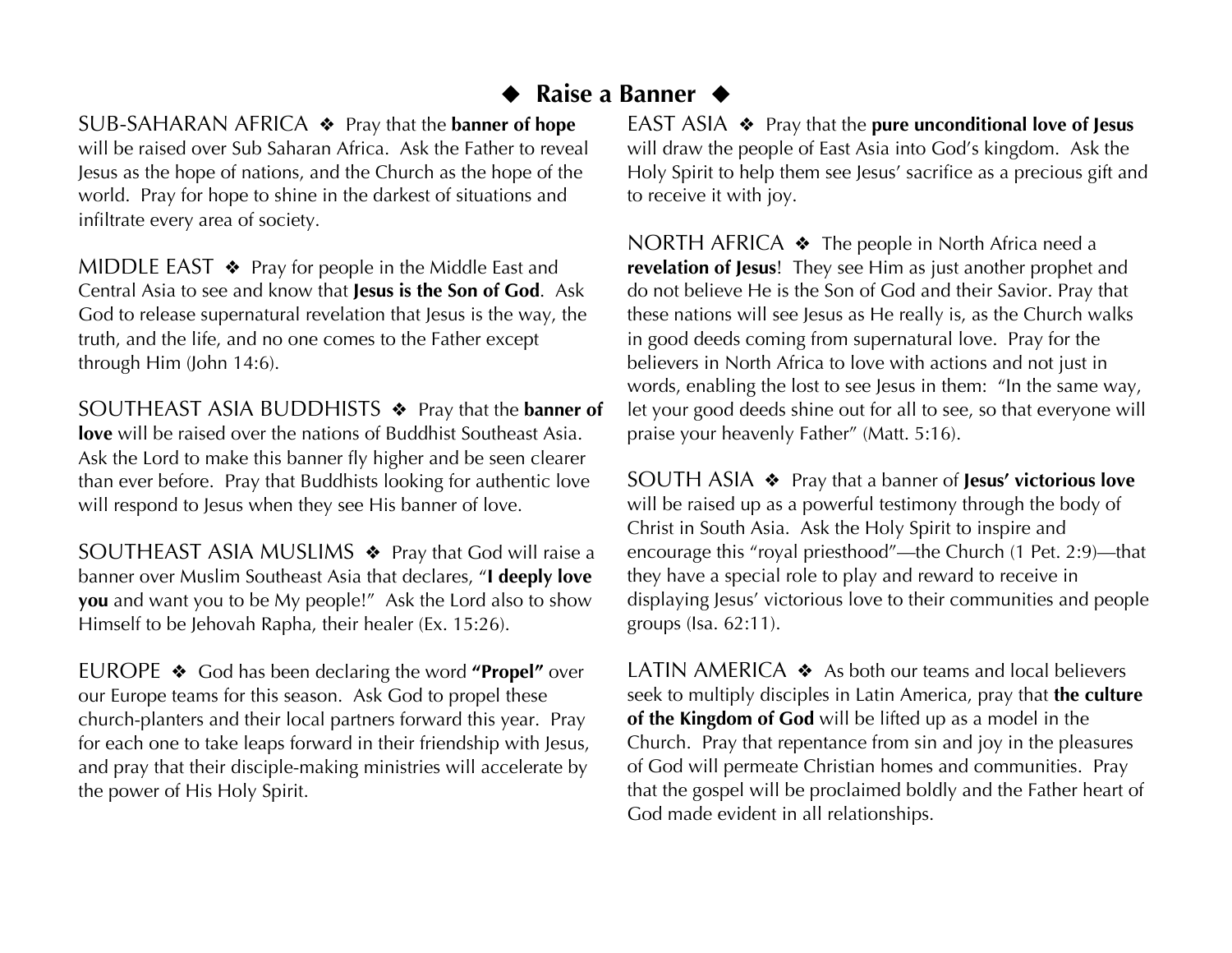# ◆ Raise a Banner ◆

SUB-SAHARAN AFRICA ❖ Pray that the **banner of hope** will be raised over Sub Saharan Africa. Ask the Father to reveal Jesus as the hope of nations, and the Church as the hope of the world. Pray for hope to shine in the darkest of situations and infiltrate every area of society.

MIDDLE EAST ❖ Pray for people in the Middle East and Central Asia to see and know that **Jesus is the Son of God**. Ask God to release supernatural revelation that Jesus is the way, the truth, and the life, and no one comes to the Father except through Him (John 14:6).

SOUTHEAST ASIA BUDDHISTS ❖ Pray that the **banner of love** will be raised over the nations of Buddhist Southeast Asia. Ask the Lord to make this banner fly higher and be seen clearer than ever before. Pray that Buddhists looking for authentic love will respond to Jesus when they see His banner of love.

SOUTHEAST ASIA MUSLIMS ❖ Pray that God will raise a banner over Muslim Southeast Asia that declares, "**I deeply love you** and want you to be My people!" Ask the Lord also to show Himself to be Jehovah Rapha, their healer (Ex. 15:26).

EUROPE ❖ God has been declaring the word **"Propel"** over our Europe teams for this season. Ask God to propel these church-planters and their local partners forward this year. Pray for each one to take leaps forward in their friendship with Jesus, and pray that their disciple-making ministries will accelerate by the power of His Holy Spirit.

EAST ASIA ❖ Pray that the **pure unconditional love of Jesus** will draw the people of East Asia into God's kingdom. Ask the Holy Spirit to help them see Jesus' sacrifice as a precious gift and to receive it with joy.

NORTH AFRICA ❖ The people in North Africa need a **revelation of Jesus**! They see Him as just another prophet and do not believe He is the Son of God and their Savior. Pray that these nations will see Jesus as He really is, as the Church walks in good deeds coming from supernatural love. Pray for the believers in North Africa to love with actions and not just in words, enabling the lost to see Jesus in them: "In the same way, let your good deeds shine out for all to see, so that everyone will praise your heavenly Father" (Matt. 5:16).

SOUTH ASIA ❖ Pray that a banner of **Jesus' victorious love** will be raised up as a powerful testimony through the body of Christ in South Asia. Ask the Holy Spirit to inspire and encourage this "royal priesthood"—the Church (1 Pet. 2:9)—that they have a special role to play and reward to receive in displaying Jesus' victorious love to their communities and people groups (Isa. 62:11).

LATIN AMERICA ❖ As both our teams and local believers seek to multiply disciples in Latin America, pray that **the culture of the Kingdom of God** will be lifted up as a model in the Church. Pray that repentance from sin and joy in the pleasures of God will permeate Christian homes and communities. Pray that the gospel will be proclaimed boldly and the Father heart of God made evident in all relationships.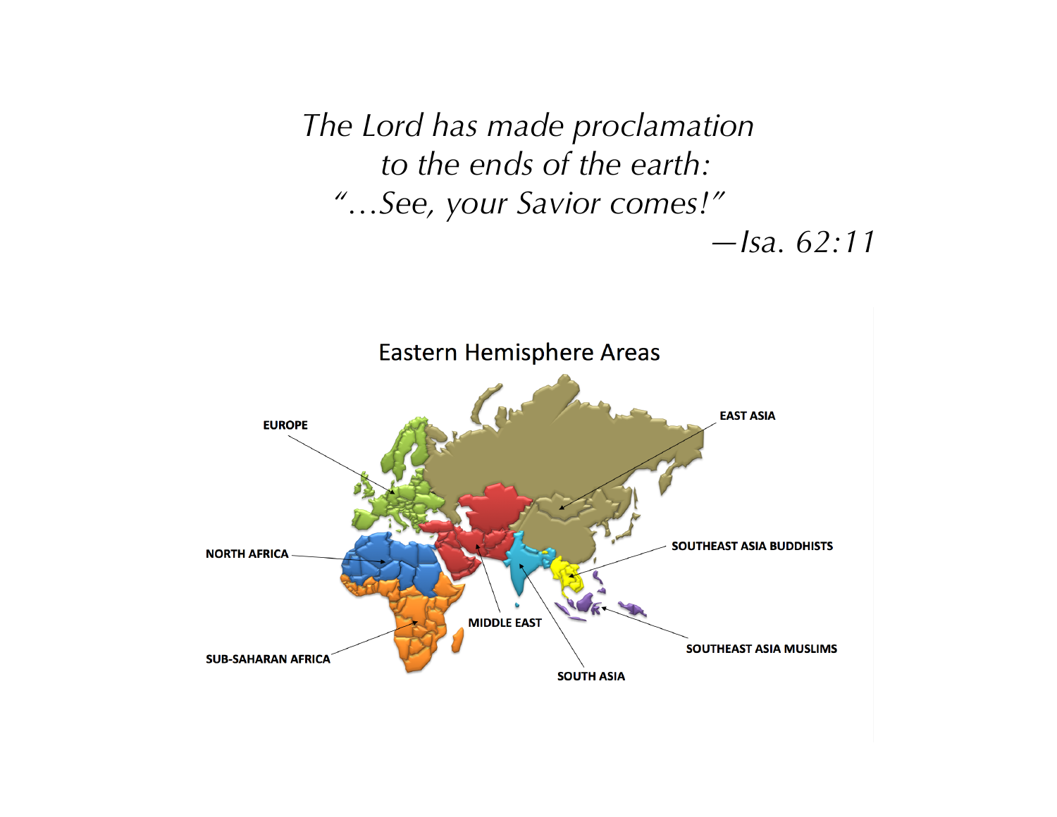*The Lord has made proclamation*
*to the ends of the earth:*
*"…See, your Savior comes!"*
*—Isa. 62:11*

Eastern Hemisphere Areas

EUROPE

EAST ASIA

NORTH AFRICA

SOUTHEAST ASIA BUDDHISTS

MIDDLE EAST

SUB-SAHARAN AFRICA

SOUTHEAST ASIA MUSLIMS

SOUTH ASIA